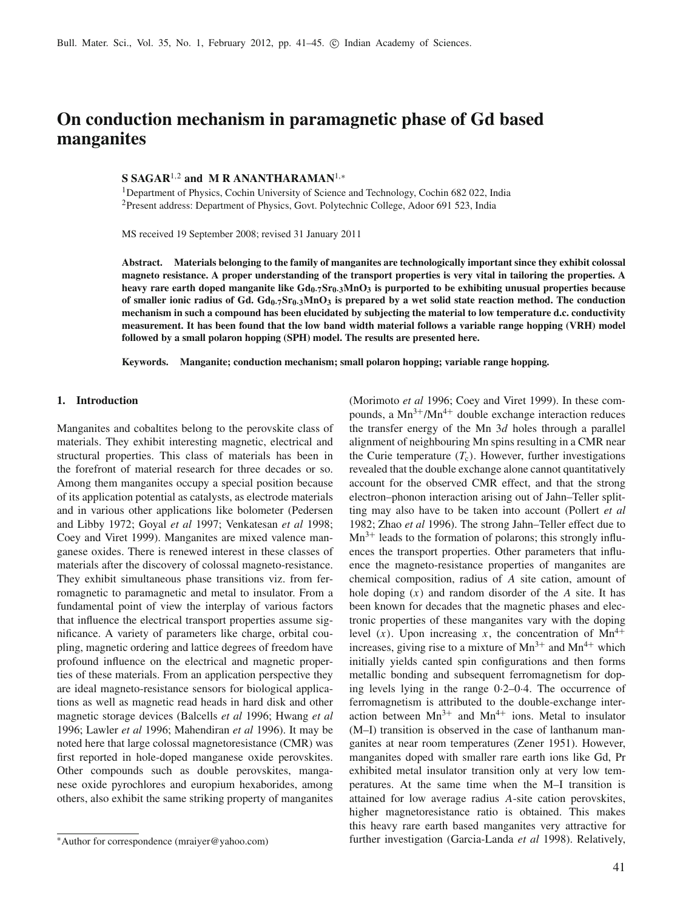# On conduction mechanism in paramagnetic phase of Gd based manganites

**S SAGAR[1,2] and M R ANANTHARAMAN[1,*]**

[1]Department of Physics, Cochin University of Science and Technology, Cochin 682 022, India
[2]Present address: Department of Physics, Govt. Polytechnic College, Adoor 691 523, India

MS received 19 September 2008; revised 31 January 2011

**Abstract.** **Materials belonging to the family of manganites are technologically important since they exhibit colossal magneto resistance. A proper understanding of the transport properties is very vital in tailoring the properties. A heavy rare earth doped manganite like $Gd_{0.7}Sr_{0.3}MnO_3$ is purported to be exhibiting unusual properties because of smaller ionic radius of Gd. $Gd_{0.7}Sr_{0.3}MnO_3$ is prepared by a wet solid state reaction method. The conduction mechanism in such a compound has been elucidated by subjecting the material to low temperature d.c. conductivity measurement. It has been found that the low band width material follows a variable range hopping (VRH) model followed by a small polaron hopping (SPH) model. The results are presented here.**

**Keywords.** Manganite; conduction mechanism; small polaron hopping; variable range hopping.

## 1. Introduction

Manganites and cobaltites belong to the perovskite class of materials. They exhibit interesting magnetic, electrical and structural properties. This class of materials has been in the forefront of material research for three decades or so. Among them manganites occupy a special position because of its application potential as catalysts, as electrode materials and in various other applications like bolometer (Pedersen and Libby 1972; Goyal *et al* 1997; Venkatesan *et al* 1998; Coey and Viret 1999). Manganites are mixed valence manganese oxides. There is renewed interest in these classes of materials after the discovery of colossal magneto-resistance. They exhibit simultaneous phase transitions viz. from ferromagnetic to paramagnetic and metal to insulator. From a fundamental point of view the interplay of various factors that influence the electrical transport properties assume significance. A variety of parameters like charge, orbital coupling, magnetic ordering and lattice degrees of freedom have profound influence on the electrical and magnetic properties of these materials. From an application perspective they are ideal magneto-resistance sensors for biological applications as well as magnetic read heads in hard disk and other magnetic storage devices (Balcells *et al* 1996; Hwang *et al* 1996; Lawler *et al* 1996; Mahendiran *et al* 1996). It may be noted here that large colossal magnetoresistance (CMR) was first reported in hole-doped manganese oxide perovskites. Other compounds such as double perovskites, manganese oxide pyrochlores and europium hexaborides, among others, also exhibit the same striking property of manganites (Morimoto *et al* 1996; Coey and Viret 1999). In these compounds, a $Mn^{3+}/Mn^{4+}$ double exchange interaction reduces the transfer energy of the Mn 3*d* holes through a parallel alignment of neighbouring Mn spins resulting in a CMR near the Curie temperature ($T_c$). However, further investigations revealed that the double exchange alone cannot quantitatively account for the observed CMR effect, and that the strong electron–phonon interaction arising out of Jahn–Teller splitting may also have to be taken into account (Pollert *et al* 1982; Zhao *et al* 1996). The strong Jahn–Teller effect due to $Mn^{3+}$ leads to the formation of polarons; this strongly influences the transport properties. Other parameters that influence the magneto-resistance properties of manganites are chemical composition, radius of *A* site cation, amount of hole doping ($x$) and random disorder of the *A* site. It has been known for decades that the magnetic phases and electronic properties of these manganites vary with the doping level ($x$). Upon increasing $x$, the concentration of $Mn^{4+}$ increases, giving rise to a mixture of $Mn^{3+}$ and $Mn^{4+}$ which initially yields canted spin configurations and then forms metallic bonding and subsequent ferromagnetism for doping levels lying in the range 0·2–0·4. The occurrence of ferromagnetism is attributed to the double-exchange interaction between $Mn^{3+}$ and $Mn^{4+}$ ions. Metal to insulator (M–I) transition is observed in the case of lanthanum manganites at near room temperatures (Zener 1951). However, manganites doped with smaller rare earth ions like Gd, Pr exhibited metal insulator transition only at very low temperatures. At the same time when the M–I transition is attained for low average radius *A*-site cation perovskites, higher magnetoresistance ratio is obtained. This makes this heavy rare earth based manganites very attractive for further investigation (Garcia-Landa *et al* 1998). Relatively,

*Author for correspondence (mraiyer@yahoo.com)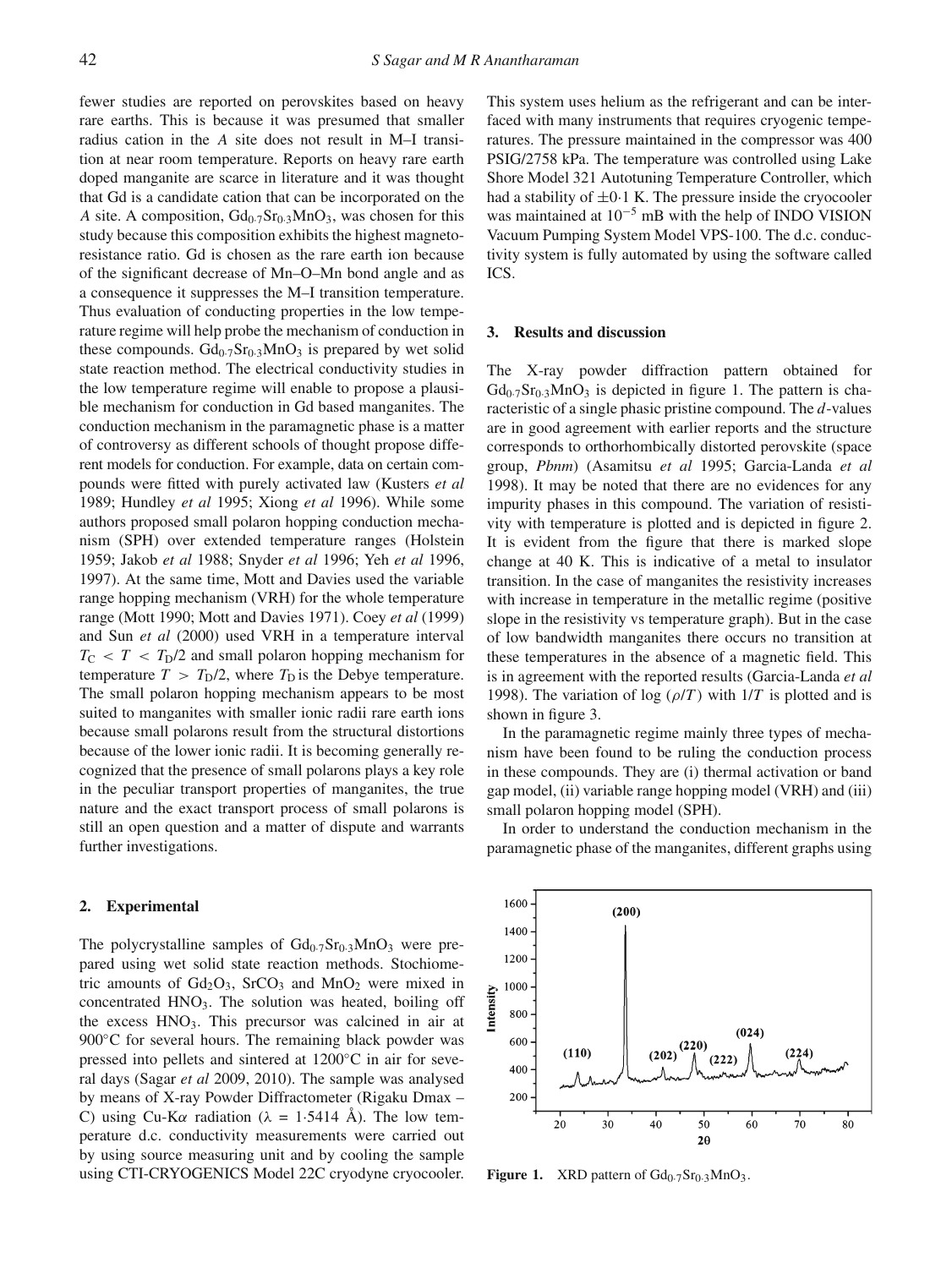fewer studies are reported on perovskites based on heavy rare earths. This is because it was presumed that smaller radius cation in the *A* site does not result in M–I transition at near room temperature. Reports on heavy rare earth doped manganite are scarce in literature and it was thought that Gd is a candidate cation that can be incorporated on the *A* site. A composition, $Gd_{0\cdot7}Sr_{0\cdot3}MnO_3$, was chosen for this study because this composition exhibits the highest magnetoresistance ratio. Gd is chosen as the rare earth ion because of the significant decrease of Mn–O–Mn bond angle and as a consequence it suppresses the M–I transition temperature. Thus evaluation of conducting properties in the low temperature regime will help probe the mechanism of conduction in these compounds. $Gd_{0\cdot7}Sr_{0\cdot3}MnO_3$ is prepared by wet solid state reaction method. The electrical conductivity studies in the low temperature regime will enable to propose a plausible mechanism for conduction in Gd based manganites. The conduction mechanism in the paramagnetic phase is a matter of controversy as different schools of thought propose different models for conduction. For example, data on certain compounds were fitted with purely activated law (Kusters *et al* 1989; Hundley *et al* 1995; Xiong *et al* 1996). While some authors proposed small polaron hopping conduction mechanism (SPH) over extended temperature ranges (Holstein 1959; Jakob *et al* 1988; Snyder *et al* 1996; Yeh *et al* 1996, 1997). At the same time, Mott and Davies used the variable range hopping mechanism (VRH) for the whole temperature range (Mott 1990; Mott and Davies 1971). Coey *et al* (1999) and Sun *et al* (2000) used VRH in a temperature interval $T_C < T < T_D/2$ and small polaron hopping mechanism for temperature $T > T_D/2$, where $T_D$ is the Debye temperature. The small polaron hopping mechanism appears to be most suited to manganites with smaller ionic radii rare earth ions because small polarons result from the structural distortions because of the lower ionic radii. It is becoming generally recognized that the presence of small polarons plays a key role in the peculiar transport properties of manganites, the true nature and the exact transport process of small polarons is still an open question and a matter of dispute and warrants further investigations.

## 2. Experimental

The polycrystalline samples of $Gd_{0\cdot7}Sr_{0\cdot3}MnO_3$ were prepared using wet solid state reaction methods. Stochiometric amounts of $Gd_2O_3$, $SrCO_3$ and $MnO_2$ were mixed in concentrated $HNO_3$. The solution was heated, boiling off the excess $HNO_3$. This precursor was calcined in air at 900°C for several hours. The remaining black powder was pressed into pellets and sintered at 1200°C in air for several days (Sagar *et al* 2009, 2010). The sample was analysed by means of X-ray Powder Diffractometer (Rigaku Dmax – C) using Cu-K$\alpha$ radiation ($\lambda$ = 1·5414 Å). The low temperature d.c. conductivity measurements were carried out by using source measuring unit and by cooling the sample using CTI-CRYOGENICS Model 22C cryodyne cryocooler. This system uses helium as the refrigerant and can be interfaced with many instruments that requires cryogenic temperatures. The pressure maintained in the compressor was 400 PSIG/2758 kPa. The temperature was controlled using Lake Shore Model 321 Autotuning Temperature Controller, which had a stability of ±0·1 K. The pressure inside the cryocooler was maintained at $10^{-5}$ mB with the help of INDO VISION Vacuum Pumping System Model VPS-100. The d.c. conductivity system is fully automated by using the software called ICS.

## 3. Results and discussion

The X-ray powder diffraction pattern obtained for $Gd_{0\cdot7}Sr_{0\cdot3}MnO_3$ is depicted in figure 1. The pattern is characteristic of a single phasic pristine compound. The *d*-values are in good agreement with earlier reports and the structure corresponds to orthorhombically distorted perovskite (space group, *Pbnm*) (Asamitsu *et al* 1995; Garcia-Landa *et al* 1998). It may be noted that there are no evidences for any impurity phases in this compound. The variation of resistivity with temperature is plotted and is depicted in figure 2. It is evident from the figure that there is marked slope change at 40 K. This is indicative of a metal to insulator transition. In the case of manganites the resistivity increases with increase in temperature in the metallic regime (positive slope in the resistivity vs temperature graph). But in the case of low bandwidth manganites there occurs no transition at these temperatures in the absence of a magnetic field. This is in agreement with the reported results (Garcia-Landa *et al* 1998). The variation of log ($\rho/T$) with $1/T$ is plotted and is shown in figure 3.

In the paramagnetic regime mainly three types of mechanism have been found to be ruling the conduction process in these compounds. They are (i) thermal activation or band gap model, (ii) variable range hopping model (VRH) and (iii) small polaron hopping model (SPH).

In order to understand the conduction mechanism in the paramagnetic phase of the manganites, different graphs using

**Figure 1.** XRD pattern of $Gd_{0\cdot7}Sr_{0\cdot3}MnO_3$.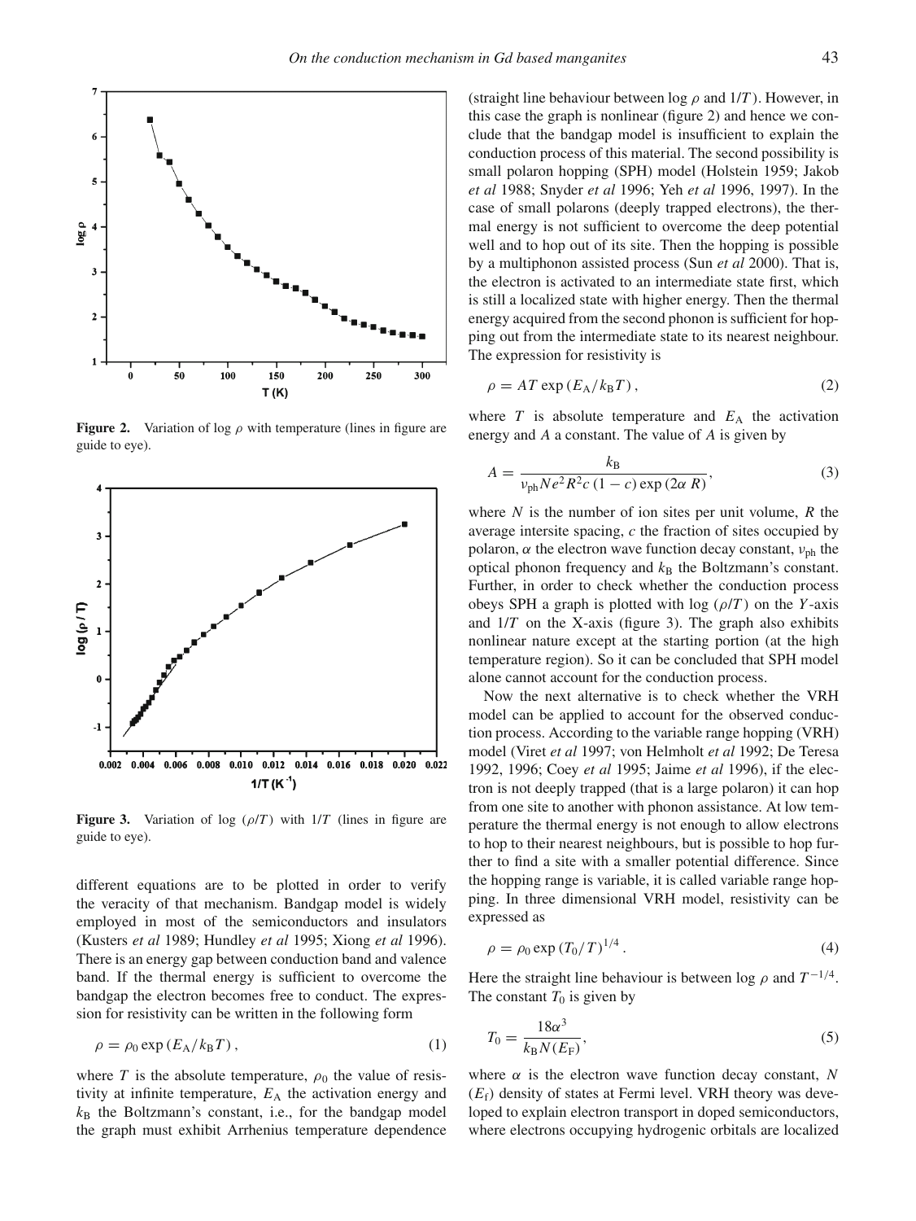**Figure 2.** Variation of log $\rho$ with temperature (lines in figure are guide to eye).

**Figure 3.** Variation of log ($\rho/T$) with $1/T$ (lines in figure are guide to eye).

different equations are to be plotted in order to verify the veracity of that mechanism. Bandgap model is widely employed in most of the semiconductors and insulators (Kusters *et al* 1989; Hundley *et al* 1995; Xiong *et al* 1996). There is an energy gap between conduction band and valence band. If the thermal energy is sufficient to overcome the bandgap the electron becomes free to conduct. The expression for resistivity can be written in the following form

$$\rho = \rho_0 \exp(E_A/k_B T), \tag{1}$$

where $T$ is the absolute temperature, $\rho_0$ the value of resistivity at infinite temperature, $E_A$ the activation energy and $k_B$ the Boltzmann's constant, i.e., for the bandgap model the graph must exhibit Arrhenius temperature dependence (straight line behaviour between log $\rho$ and $1/T$). However, in this case the graph is nonlinear (figure 2) and hence we conclude that the bandgap model is insufficient to explain the conduction process of this material. The second possibility is small polaron hopping (SPH) model (Holstein 1959; Jakob *et al* 1988; Snyder *et al* 1996; Yeh *et al* 1996, 1997). In the case of small polarons (deeply trapped electrons), the thermal energy is not sufficient to overcome the deep potential well and to hop out of its site. Then the hopping is possible by a multiphonon assisted process (Sun *et al* 2000). That is, the electron is activated to an intermediate state first, which is still a localized state with higher energy. Then the thermal energy acquired from the second phonon is sufficient for hopping out from the intermediate state to its nearest neighbour. The expression for resistivity is

$$\rho = AT \exp(E_A/k_B T), \tag{2}$$

where $T$ is absolute temperature and $E_A$ the activation energy and $A$ a constant. The value of $A$ is given by

$$A = \frac{k_B}{\nu_{ph} N e^2 R^2 c\,(1-c)\exp(2\alpha R)}, \tag{3}$$

where $N$ is the number of ion sites per unit volume, $R$ the average intersite spacing, $c$ the fraction of sites occupied by polaron, $\alpha$ the electron wave function decay constant, $\nu_{ph}$ the optical phonon frequency and $k_B$ the Boltzmann's constant. Further, in order to check whether the conduction process obeys SPH a graph is plotted with log ($\rho/T$) on the $Y$-axis and $1/T$ on the X-axis (figure 3). The graph also exhibits nonlinear nature except at the starting portion (at the high temperature region). So it can be concluded that SPH model alone cannot account for the conduction process.

Now the next alternative is to check whether the VRH model can be applied to account for the observed conduction process. According to the variable range hopping (VRH) model (Viret *et al* 1997; von Helmholt *et al* 1992; De Teresa 1992, 1996; Coey *et al* 1995; Jaime *et al* 1996), if the electron is not deeply trapped (that is a large polaron) it can hop from one site to another with phonon assistance. At low temperature the thermal energy is not enough to allow electrons to hop to their nearest neighbours, but is possible to hop further to find a site with a smaller potential difference. Since the hopping range is variable, it is called variable range hopping. In three dimensional VRH model, resistivity can be expressed as

$$\rho = \rho_0 \exp(T_0/T)^{1/4}. \tag{4}$$

Here the straight line behaviour is between log $\rho$ and $T^{-1/4}$. The constant $T_0$ is given by

$$T_0 = \frac{18\alpha^3}{k_B N(E_F)}, \tag{5}$$

where $\alpha$ is the electron wave function decay constant, $N(E_f)$ density of states at Fermi level. VRH theory was developed to explain electron transport in doped semiconductors, where electrons occupying hydrogenic orbitals are localized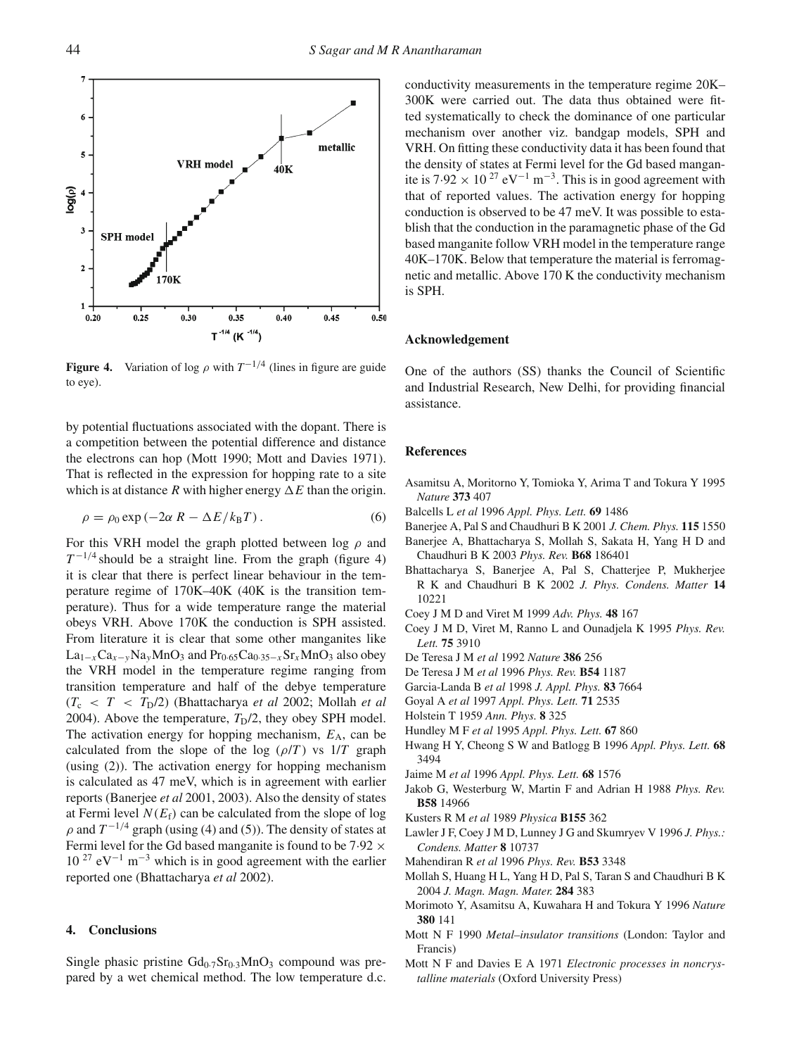**Figure 4.** Variation of log $\rho$ with $T^{-1/4}$ (lines in figure are guide to eye).

by potential fluctuations associated with the dopant. There is a competition between the potential difference and distance the electrons can hop (Mott 1990; Mott and Davies 1971). That is reflected in the expression for hopping rate to a site which is at distance $R$ with higher energy $\Delta E$ than the origin.

$$\rho = \rho_0 \exp\left(-2\alpha\, R - \Delta E/k_B T\right). \tag{6}$$

For this VRH model the graph plotted between log $\rho$ and $T^{-1/4}$ should be a straight line. From the graph (figure 4) it is clear that there is perfect linear behaviour in the temperature regime of 170K–40K (40K is the transition temperature). Thus for a wide temperature range the material obeys VRH. Above 170K the conduction is SPH assisted. From literature it is clear that some other manganites like $La_{1-x}Ca_{x-y}Na_yMnO_3$ and $Pr_{0.65}Ca_{0.35-x}Sr_xMnO_3$ also obey the VRH model in the temperature regime ranging from transition temperature and half of the debye temperature ($T_c < T < T_D/2$) (Bhattacharya *et al* 2002; Mollah *et al* 2004). Above the temperature, $T_D/2$, they obey SPH model. The activation energy for hopping mechanism, $E_A$, can be calculated from the slope of the log ($\rho/T$) vs $1/T$ graph (using (2)). The activation energy for hopping mechanism is calculated as 47 meV, which is in agreement with earlier reports (Banerjee *et al* 2001, 2003). Also the density of states at Fermi level $N(E_f)$ can be calculated from the slope of log $\rho$ and $T^{-1/4}$ graph (using (4) and (5)). The density of states at Fermi level for the Gd based manganite is found to be $7.92 \times 10^{27}$ $eV^{-1}$ $m^{-3}$ which is in good agreement with the earlier reported one (Bhattacharya *et al* 2002).

## 4. Conclusions

Single phasic pristine $Gd_{0.7}Sr_{0.3}MnO_3$ compound was prepared by a wet chemical method. The low temperature d.c. conductivity measurements in the temperature regime 20K–300K were carried out. The data thus obtained were fitted systematically to check the dominance of one particular mechanism over another viz. bandgap models, SPH and VRH. On fitting these conductivity data it has been found that the density of states at Fermi level for the Gd based manganite is $7.92 \times 10^{27}$ $eV^{-1}$ $m^{-3}$. This is in good agreement with that of reported values. The activation energy for hopping conduction is observed to be 47 meV. It was possible to establish that the conduction in the paramagnetic phase of the Gd based manganite follow VRH model in the temperature range 40K–170K. Below that temperature the material is ferromagnetic and metallic. Above 170 K the conductivity mechanism is SPH.

## Acknowledgement

One of the authors (SS) thanks the Council of Scientific and Industrial Research, New Delhi, for providing financial assistance.

## References

Asamitsu A, Moritorno Y, Tomioka Y, Arima T and Tokura Y 1995 *Nature* **373** 407

Balcells L *et al* 1996 *Appl. Phys. Lett.* **69** 1486

Banerjee A, Pal S and Chaudhuri B K 2001 *J. Chem. Phys.* **115** 1550

Banerjee A, Bhattacharya S, Mollah S, Sakata H, Yang H D and Chaudhuri B K 2003 *Phys. Rev.* **B68** 186401

Bhattacharya S, Banerjee A, Pal S, Chatterjee P, Mukherjee R K and Chaudhuri B K 2002 *J. Phys. Condens. Matter* **14** 10221

Coey J M D and Viret M 1999 *Adv. Phys.* **48** 167

Coey J M D, Viret M, Ranno L and Ounadjela K 1995 *Phys. Rev. Lett.* **75** 3910

De Teresa J M *et al* 1992 *Nature* **386** 256

De Teresa J M *et al* 1996 *Phys. Rev.* **B54** 1187

Garcia-Landa B *et al* 1998 *J. Appl. Phys.* **83** 7664

Goyal A *et al* 1997 *Appl. Phys. Lett.* **71** 2535

Holstein T 1959 *Ann. Phys.* **8** 325

Hundley M F *et al* 1995 *Appl. Phys. Lett.* **67** 860

Hwang H Y, Cheong S W and Batlogg B 1996 *Appl. Phys. Lett.* **68** 3494

Jaime M *et al* 1996 *Appl. Phys. Lett.* **68** 1576

Jakob G, Westerburg W, Martin F and Adrian H 1988 *Phys. Rev.* **B58** 14966

Kusters R M *et al* 1989 *Physica* **B155** 362

Lawler J F, Coey J M D, Lunney J G and Skumryev V 1996 *J. Phys.: Condens. Matter* **8** 10737

Mahendiran R *et al* 1996 *Phys. Rev.* **B53** 3348

Mollah S, Huang H L, Yang H D, Pal S, Taran S and Chaudhuri B K 2004 *J. Magn. Magn. Mater.* **284** 383

Morimoto Y, Asamitsu A, Kuwahara H and Tokura Y 1996 *Nature* **380** 141

Mott N F 1990 *Metal–insulator transitions* (London: Taylor and Francis)

Mott N F and Davies E A 1971 *Electronic processes in noncrystalline materials* (Oxford University Press)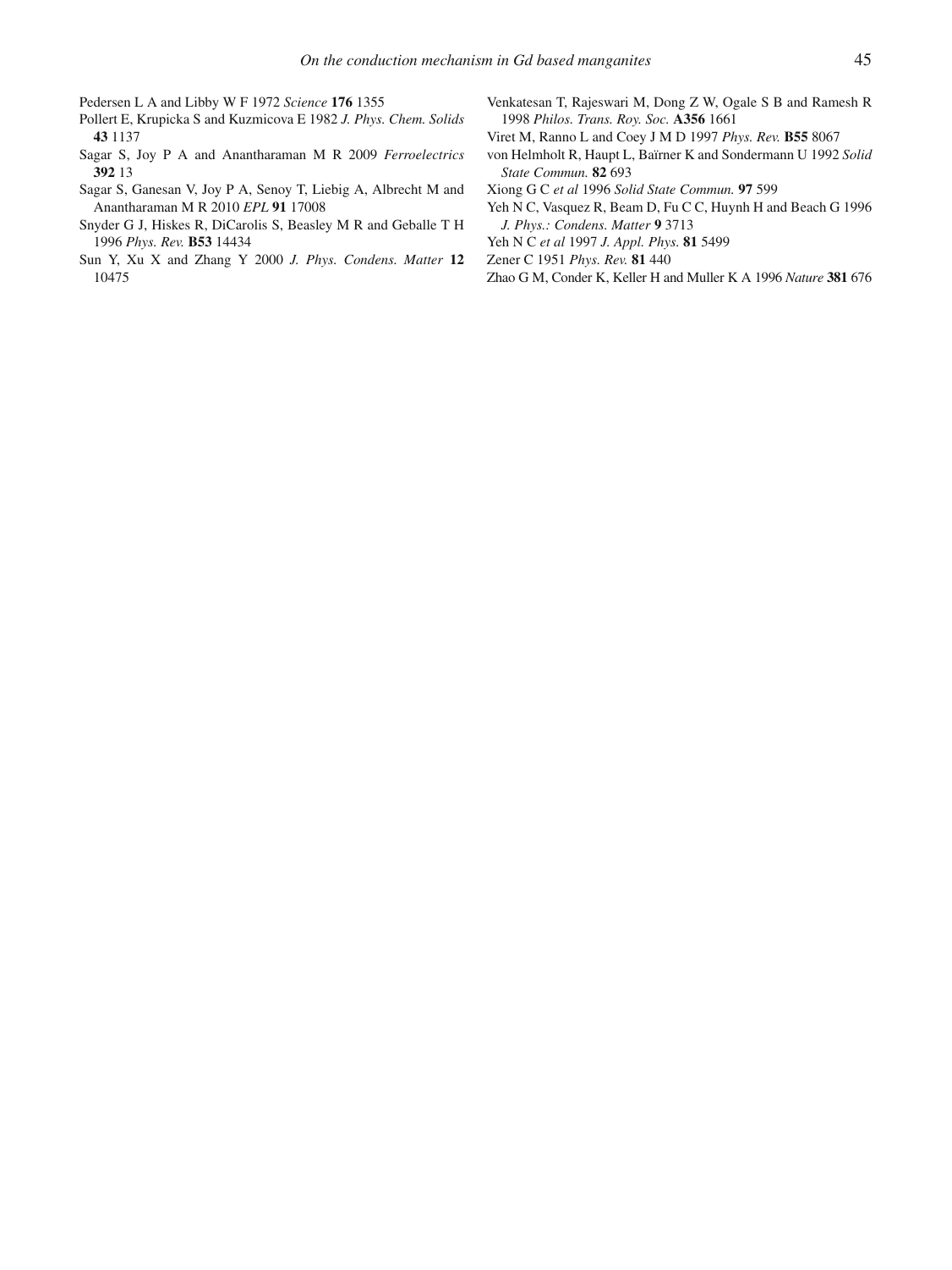Pedersen L A and Libby W F 1972 *Science* **176** 1355

Pollert E, Krupicka S and Kuzmicova E 1982 *J. Phys. Chem. Solids* **43** 1137

Sagar S, Joy P A and Anantharaman M R 2009 *Ferroelectrics* **392** 13

Sagar S, Ganesan V, Joy P A, Senoy T, Liebig A, Albrecht M and Anantharaman M R 2010 *EPL* **91** 17008

Snyder G J, Hiskes R, DiCarolis S, Beasley M R and Geballe T H 1996 *Phys. Rev.* **B53** 14434

Sun Y, Xu X and Zhang Y 2000 *J. Phys. Condens. Matter* **12** 10475

Venkatesan T, Rajeswari M, Dong Z W, Ogale S B and Ramesh R 1998 *Philos. Trans. Roy. Soc.* **A356** 1661

Viret M, Ranno L and Coey J M D 1997 *Phys. Rev.* **B55** 8067

von Helmholt R, Haupt L, Baïrner K and Sondermann U 1992 *Solid State Commun.* **82** 693

Xiong G C *et al* 1996 *Solid State Commun.* **97** 599

Yeh N C, Vasquez R, Beam D, Fu C C, Huynh H and Beach G 1996 *J. Phys.: Condens. Matter* **9** 3713

Yeh N C *et al* 1997 *J. Appl. Phys.* **81** 5499

Zener C 1951 *Phys. Rev.* **81** 440

Zhao G M, Conder K, Keller H and Muller K A 1996 *Nature* **381** 676